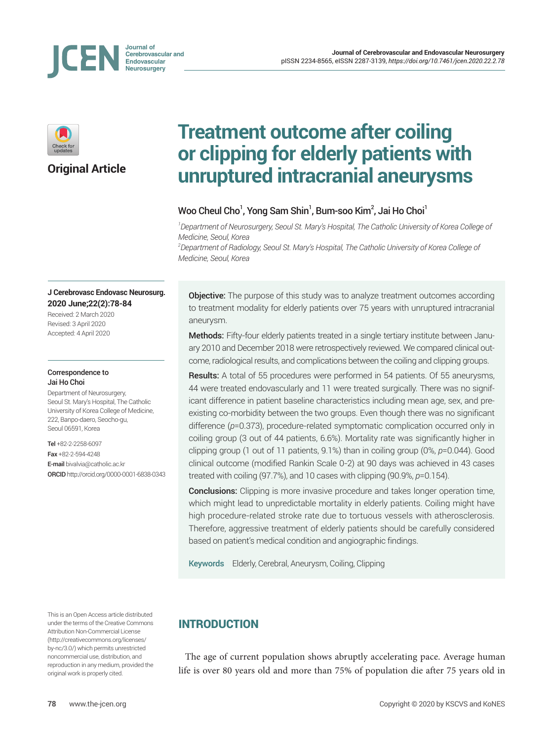Original Article

# Treatment outcome after coiling or clipping for elderly patients with unruptured intracranial aneurysms

Woo Cheul Cho[1], Yong Sam Shin[1], Bum-soo Kim[2], Jai Ho Choi[1]

[1]*Department of Neurosurgery, Seoul St. Mary's Hospital, The Catholic University of Korea College of Medicine, Seoul, Korea*
[2]*Department of Radiology, Seoul St. Mary's Hospital, The Catholic University of Korea College of Medicine, Seoul, Korea*

**J Cerebrovasc Endovasc Neurosurg. 2020 June;22(2):78-84**

Received: 2 March 2020
Revised: 3 April 2020
Accepted: 4 April 2020

**Correspondence to**
**Jai Ho Choi**
Department of Neurosurgery, Seoul St. Mary's Hospital, The Catholic University of Korea College of Medicine, 222, Banpo-daero, Seocho-gu, Seoul 06591, Korea

**Tel** +82-2-2258-6097
**Fax** +82-2-594-4248
**E-mail** bivalvia@catholic.ac.kr
**ORCID** http://orcid.org/0000-0001-6838-0343

**Objective:** The purpose of this study was to analyze treatment outcomes according to treatment modality for elderly patients over 75 years with unruptured intracranial aneurysm.

**Methods:** Fifty-four elderly patients treated in a single tertiary institute between January 2010 and December 2018 were retrospectively reviewed. We compared clinical outcome, radiological results, and complications between the coiling and clipping groups.

**Results:** A total of 55 procedures were performed in 54 patients. Of 55 aneurysms, 44 were treated endovascularly and 11 were treated surgically. There was no significant difference in patient baseline characteristics including mean age, sex, and preexisting co-morbidity between the two groups. Even though there was no significant difference ($p$=0.373), procedure-related symptomatic complication occurred only in coiling group (3 out of 44 patients, 6.6%). Mortality rate was significantly higher in clipping group (1 out of 11 patients, 9.1%) than in coiling group (0%, $p$=0.044). Good clinical outcome (modified Rankin Scale 0-2) at 90 days was achieved in 43 cases treated with coiling (97.7%), and 10 cases with clipping (90.9%, $p$=0.154).

**Conclusions:** Clipping is more invasive procedure and takes longer operation time, which might lead to unpredictable mortality in elderly patients. Coiling might have high procedure-related stroke rate due to tortuous vessels with atherosclerosis. Therefore, aggressive treatment of elderly patients should be carefully considered based on patient's medical condition and angiographic findings.

**Keywords** Elderly, Cerebral, Aneurysm, Coiling, Clipping

This is an Open Access article distributed under the terms of the Creative Commons Attribution Non-Commercial License (http://creativecommons.org/licenses/by-nc/3.0/) which permits unrestricted noncommercial use, distribution, and reproduction in any medium, provided the original work is properly cited.

## INTRODUCTION

The age of current population shows abruptly accelerating pace. Average human life is over 80 years old and more than 75% of population die after 75 years old in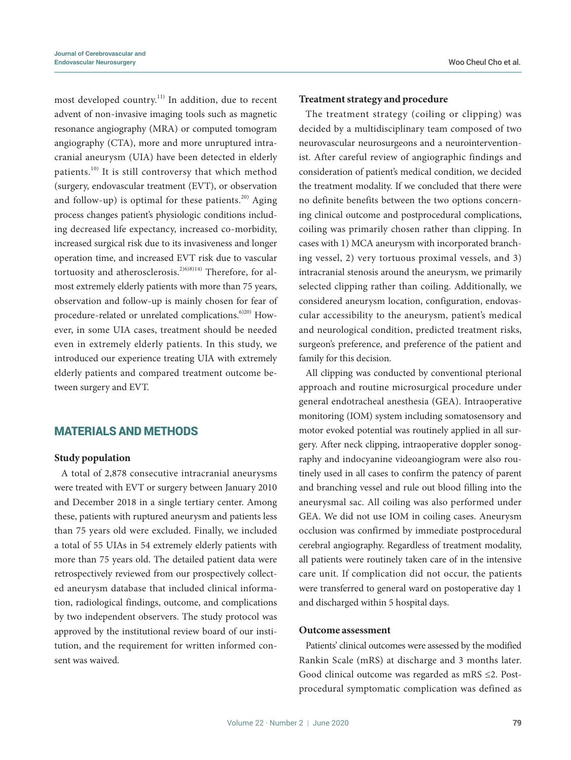most developed country.[11] In addition, due to recent advent of non-invasive imaging tools such as magnetic resonance angiography (MRA) or computed tomogram angiography (CTA), more and more unruptured intracranial aneurysm (UIA) have been detected in elderly patients.[10] It is still controversy that which method (surgery, endovascular treatment (EVT), or observation and follow-up) is optimal for these patients.[20] Aging process changes patient's physiologic conditions including decreased life expectancy, increased co-morbidity, increased surgical risk due to its invasiveness and longer operation time, and increased EVT risk due to vascular tortuosity and atherosclerosis.[2)6)8)14)] Therefore, for almost extremely elderly patients with more than 75 years, observation and follow-up is mainly chosen for fear of procedure-related or unrelated complications.[6)20)] However, in some UIA cases, treatment should be needed even in extremely elderly patients. In this study, we introduced our experience treating UIA with extremely elderly patients and compared treatment outcome between surgery and EVT.

## MATERIALS AND METHODS

### Study population

A total of 2,878 consecutive intracranial aneurysms were treated with EVT or surgery between January 2010 and December 2018 in a single tertiary center. Among these, patients with ruptured aneurysm and patients less than 75 years old were excluded. Finally, we included a total of 55 UIAs in 54 extremely elderly patients with more than 75 years old. The detailed patient data were retrospectively reviewed from our prospectively collected aneurysm database that included clinical information, radiological findings, outcome, and complications by two independent observers. The study protocol was approved by the institutional review board of our institution, and the requirement for written informed consent was waived.

### Treatment strategy and procedure

The treatment strategy (coiling or clipping) was decided by a multidisciplinary team composed of two neurovascular neurosurgeons and a neurointerventionist. After careful review of angiographic findings and consideration of patient's medical condition, we decided the treatment modality. If we concluded that there were no definite benefits between the two options concerning clinical outcome and postprocedural complications, coiling was primarily chosen rather than clipping. In cases with 1) MCA aneurysm with incorporated branching vessel, 2) very tortuous proximal vessels, and 3) intracranial stenosis around the aneurysm, we primarily selected clipping rather than coiling. Additionally, we considered aneurysm location, configuration, endovascular accessibility to the aneurysm, patient's medical and neurological condition, predicted treatment risks, surgeon's preference, and preference of the patient and family for this decision.

All clipping was conducted by conventional pterional approach and routine microsurgical procedure under general endotracheal anesthesia (GEA). Intraoperative monitoring (IOM) system including somatosensory and motor evoked potential was routinely applied in all surgery. After neck clipping, intraoperative doppler sonography and indocyanine videoangiogram were also routinely used in all cases to confirm the patency of parent and branching vessel and rule out blood filling into the aneurysmal sac. All coiling was also performed under GEA. We did not use IOM in coiling cases. Aneurysm occlusion was confirmed by immediate postprocedural cerebral angiography. Regardless of treatment modality, all patients were routinely taken care of in the intensive care unit. If complication did not occur, the patients were transferred to general ward on postoperative day 1 and discharged within 5 hospital days.

### Outcome assessment

Patients' clinical outcomes were assessed by the modified Rankin Scale (mRS) at discharge and 3 months later. Good clinical outcome was regarded as mRS ≤2. Postprocedural symptomatic complication was defined as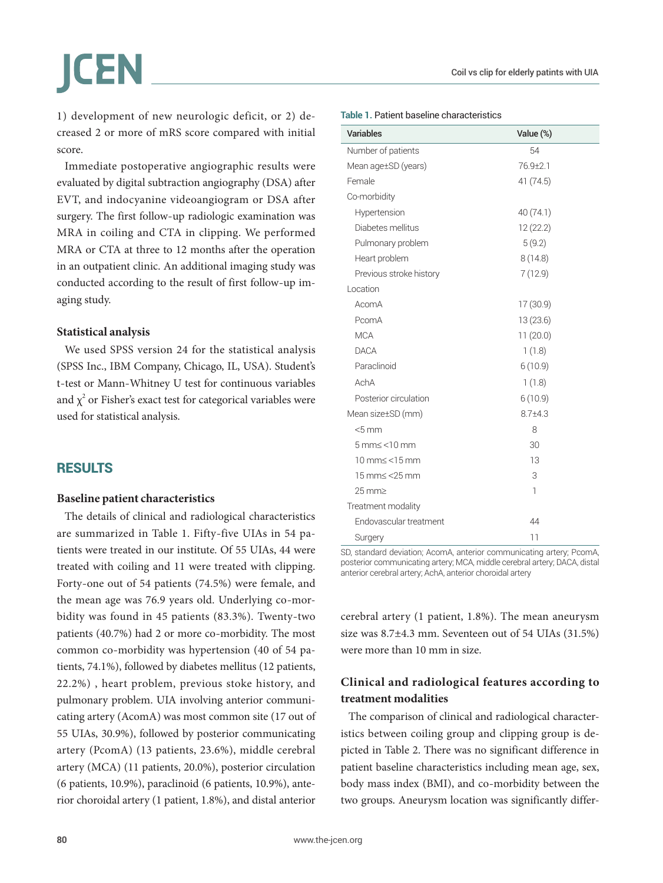1) development of new neurologic deficit, or 2) decreased 2 or more of mRS score compared with initial score.

Immediate postoperative angiographic results were evaluated by digital subtraction angiography (DSA) after EVT, and indocyanine videoangiogram or DSA after surgery. The first follow-up radiologic examination was MRA in coiling and CTA in clipping. We performed MRA or CTA at three to 12 months after the operation in an outpatient clinic. An additional imaging study was conducted according to the result of first follow-up imaging study.

**Statistical analysis**

We used SPSS version 24 for the statistical analysis (SPSS Inc., IBM Company, Chicago, IL, USA). Student's t-test or Mann-Whitney U test for continuous variables and $\chi^2$ or Fisher's exact test for categorical variables were used for statistical analysis.

## RESULTS

**Baseline patient characteristics**

The details of clinical and radiological characteristics are summarized in Table 1. Fifty-five UIAs in 54 patients were treated in our institute. Of 55 UIAs, 44 were treated with coiling and 11 were treated with clipping. Forty-one out of 54 patients (74.5%) were female, and the mean age was 76.9 years old. Underlying co-morbidity was found in 45 patients (83.3%). Twenty-two patients (40.7%) had 2 or more co-morbidity. The most common co-morbidity was hypertension (40 of 54 patients, 74.1%), followed by diabetes mellitus (12 patients, 22.2%) , heart problem, previous stoke history, and pulmonary problem. UIA involving anterior communicating artery (AcomA) was most common site (17 out of 55 UIAs, 30.9%), followed by posterior communicating artery (PcomA) (13 patients, 23.6%), middle cerebral artery (MCA) (11 patients, 20.0%), posterior circulation (6 patients, 10.9%), paraclinoid (6 patients, 10.9%), anterior choroidal artery (1 patient, 1.8%), and distal anterior cerebral artery (1 patient, 1.8%). The mean aneurysm size was 8.7±4.3 mm. Seventeen out of 54 UIAs (31.5%) were more than 10 mm in size.

**Table 1.** Patient baseline characteristics

| Variables | Value (%) |
|---|---|
| Number of patients | 54 |
| Mean age±SD (years) | 76.9±2.1 |
| Female | 41 (74.5) |
| Co-morbidity | |
| Hypertension | 40 (74.1) |
| Diabetes mellitus | 12 (22.2) |
| Pulmonary problem | 5 (9.2) |
| Heart problem | 8 (14.8) |
| Previous stroke history | 7 (12.9) |
| Location | |
| AcomA | 17 (30.9) |
| PcomA | 13 (23.6) |
| MCA | 11 (20.0) |
| DACA | 1 (1.8) |
| Paraclinoid | 6 (10.9) |
| AchA | 1 (1.8) |
| Posterior circulation | 6 (10.9) |
| Mean size±SD (mm) | 8.7±4.3 |
| <5 mm | 8 |
| 5 mm≤ <10 mm | 30 |
| 10 mm≤ <15 mm | 13 |
| 15 mm≤ <25 mm | 3 |
| 25 mm≥ | 1 |
| Treatment modality | |
| Endovascular treatment | 44 |
| Surgery | 11 |

SD, standard deviation; AcomA, anterior communicating artery; PcomA, posterior communicating artery; MCA, middle cerebral artery; DACA, distal anterior cerebral artery; AchA, anterior choroidal artery

**Clinical and radiological features according to treatment modalities**

The comparison of clinical and radiological characteristics between coiling group and clipping group is depicted in Table 2. There was no significant difference in patient baseline characteristics including mean age, sex, body mass index (BMI), and co-morbidity between the two groups. Aneurysm location was significantly differ-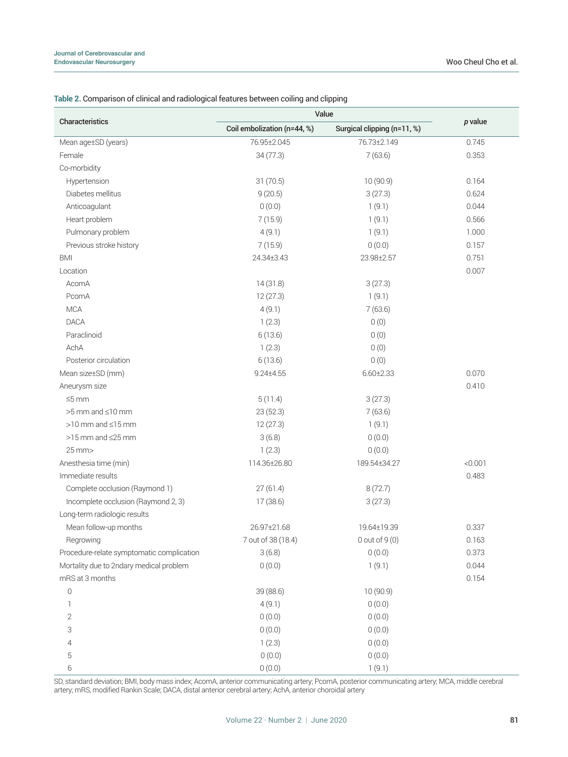**Table 2.** Comparison of clinical and radiological features between coiling and clipping

| Characteristics | Value | | *p* value |
|---|---|---|---|
| | Coil embolization (n=44, %) | Surgical clipping (n=11, %) | |
| Mean age±SD (years) | 76.95±2.045 | 76.73±2.149 | 0.745 |
| Female | 34 (77.3) | 7 (63.6) | 0.353 |
| Co-morbidity | | | |
| Hypertension | 31 (70.5) | 10 (90.9) | 0.164 |
| Diabetes mellitus | 9 (20.5) | 3 (27.3) | 0.624 |
| Anticoagulant | 0 (0.0) | 1 (9.1) | 0.044 |
| Heart problem | 7 (15.9) | 1 (9.1) | 0.566 |
| Pulmonary problem | 4 (9.1) | 1 (9.1) | 1.000 |
| Previous stroke history | 7 (15.9) | 0 (0.0) | 0.157 |
| BMI | 24.34±3.43 | 23.98±2.57 | 0.751 |
| Location | | | 0.007 |
| AcomA | 14 (31.8) | 3 (27.3) | |
| PcomA | 12 (27.3) | 1 (9.1) | |
| MCA | 4 (9.1) | 7 (63.6) | |
| DACA | 1 (2.3) | 0 (0) | |
| Paraclinoid | 6 (13.6) | 0 (0) | |
| AchA | 1 (2.3) | 0 (0) | |
| Posterior circulation | 6 (13.6) | 0 (0) | |
| Mean size±SD (mm) | 9.24±4.55 | 6.60±2.33 | 0.070 |
| Aneurysm size | | | 0.410 |
| ≤5 mm | 5 (11.4) | 3 (27.3) | |
| >5 mm and ≤10 mm | 23 (52.3) | 7 (63.6) | |
| >10 mm and ≤15 mm | 12 (27.3) | 1 (9.1) | |
| >15 mm and ≤25 mm | 3 (6.8) | 0 (0.0) | |
| 25 mm> | 1 (2.3) | 0 (0.0) | |
| Anesthesia time (min) | 114.36±26.80 | 189.54±34.27 | <0.001 |
| Immediate results | | | 0.483 |
| Complete occlusion (Raymond 1) | 27 (61.4) | 8 (72.7) | |
| Incomplete occlusion (Raymond 2, 3) | 17 (38.6) | 3 (27.3) | |
| Long-term radiologic results | | | |
| Mean follow-up months | 26.97±21.68 | 19.64±19.39 | 0.337 |
| Regrowing | 7 out of 38 (18.4) | 0 out of 9 (0) | 0.163 |
| Procedure-relate symptomatic complication | 3 (6.8) | 0 (0.0) | 0.373 |
| Mortality due to 2ndary medical problem | 0 (0.0) | 1 (9.1) | 0.044 |
| mRS at 3 months | | | 0.154 |
| 0 | 39 (88.6) | 10 (90.9) | |
| 1 | 4 (9.1) | 0 (0.0) | |
| 2 | 0 (0.0) | 0 (0.0) | |
| 3 | 0 (0.0) | 0 (0.0) | |
| 4 | 1 (2.3) | 0 (0.0) | |
| 5 | 0 (0.0) | 0 (0.0) | |
| 6 | 0 (0.0) | 1 (9.1) | |

SD, standard deviation; BMI, body mass index; AcomA, anterior communicating artery; PcomA, posterior communicating artery; MCA, middle cerebral artery; mRS, modified Rankin Scale; DACA, distal anterior cerebral artery; AchA, anterior choroidal artery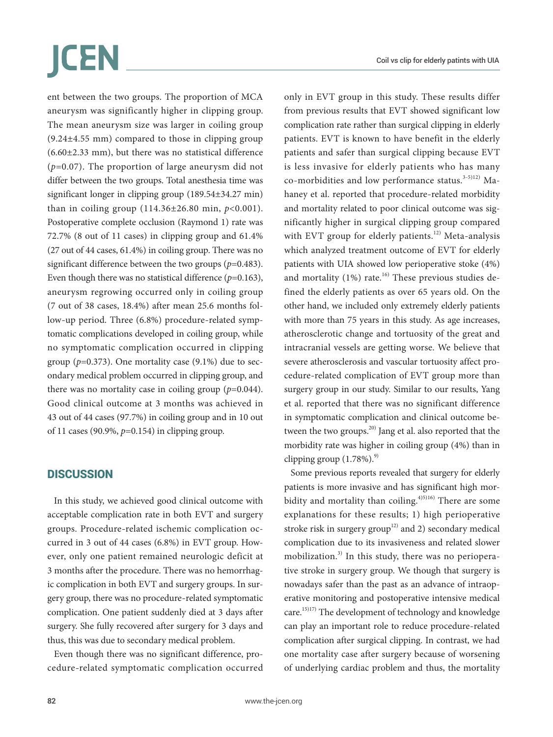ent between the two groups. The proportion of MCA aneurysm was significantly higher in clipping group. The mean aneurysm size was larger in coiling group (9.24±4.55 mm) compared to those in clipping group (6.60±2.33 mm), but there was no statistical difference ($p$=0.07). The proportion of large aneurysm did not differ between the two groups. Total anesthesia time was significant longer in clipping group (189.54±34.27 min) than in coiling group (114.36±26.80 min, $p$<0.001). Postoperative complete occlusion (Raymond 1) rate was 72.7% (8 out of 11 cases) in clipping group and 61.4% (27 out of 44 cases, 61.4%) in coiling group. There was no significant difference between the two groups ($p$=0.483). Even though there was no statistical difference ($p$=0.163), aneurysm regrowing occurred only in coiling group (7 out of 38 cases, 18.4%) after mean 25.6 months follow-up period. Three (6.8%) procedure-related symptomatic complications developed in coiling group, while no symptomatic complication occurred in clipping group ($p$=0.373). One mortality case (9.1%) due to secondary medical problem occurred in clipping group, and there was no mortality case in coiling group ($p$=0.044). Good clinical outcome at 3 months was achieved in 43 out of 44 cases (97.7%) in coiling group and in 10 out of 11 cases (90.9%, $p$=0.154) in clipping group.

## DISCUSSION

In this study, we achieved good clinical outcome with acceptable complication rate in both EVT and surgery groups. Procedure-related ischemic complication occurred in 3 out of 44 cases (6.8%) in EVT group. However, only one patient remained neurologic deficit at 3 months after the procedure. There was no hemorrhagic complication in both EVT and surgery groups. In surgery group, there was no procedure-related symptomatic complication. One patient suddenly died at 3 days after surgery. She fully recovered after surgery for 3 days and thus, this was due to secondary medical problem.

Even though there was no significant difference, procedure-related symptomatic complication occurred only in EVT group in this study. These results differ from previous results that EVT showed significant low complication rate rather than surgical clipping in elderly patients. EVT is known to have benefit in the elderly patients and safer than surgical clipping because EVT is less invasive for elderly patients who has many co-morbidities and low performance status.[3-5)12)] Mahaney et al. reported that procedure-related morbidity and mortality related to poor clinical outcome was significantly higher in surgical clipping group compared with EVT group for elderly patients.[12)] Meta-analysis which analyzed treatment outcome of EVT for elderly patients with UIA showed low perioperative stoke (4%) and mortality (1%) rate.[16)] These previous studies defined the elderly patients as over 65 years old. On the other hand, we included only extremely elderly patients with more than 75 years in this study. As age increases, atherosclerotic change and tortuosity of the great and intracranial vessels are getting worse. We believe that severe atherosclerosis and vascular tortuosity affect procedure-related complication of EVT group more than surgery group in our study. Similar to our results, Yang et al. reported that there was no significant difference in symptomatic complication and clinical outcome between the two groups.[20)] Jang et al. also reported that the morbidity rate was higher in coiling group (4%) than in clipping group (1.78%).[9)]

Some previous reports revealed that surgery for elderly patients is more invasive and has significant high morbidity and mortality than coiling.[4)5)16)] There are some explanations for these results; 1) high perioperative stroke risk in surgery group[12)] and 2) secondary medical complication due to its invasiveness and related slower mobilization.[3)] In this study, there was no perioperative stroke in surgery group. We though that surgery is nowadays safer than the past as an advance of intraoperative monitoring and postoperative intensive medical care.[15)17)] The development of technology and knowledge can play an important role to reduce procedure-related complication after surgical clipping. In contrast, we had one mortality case after surgery because of worsening of underlying cardiac problem and thus, the mortality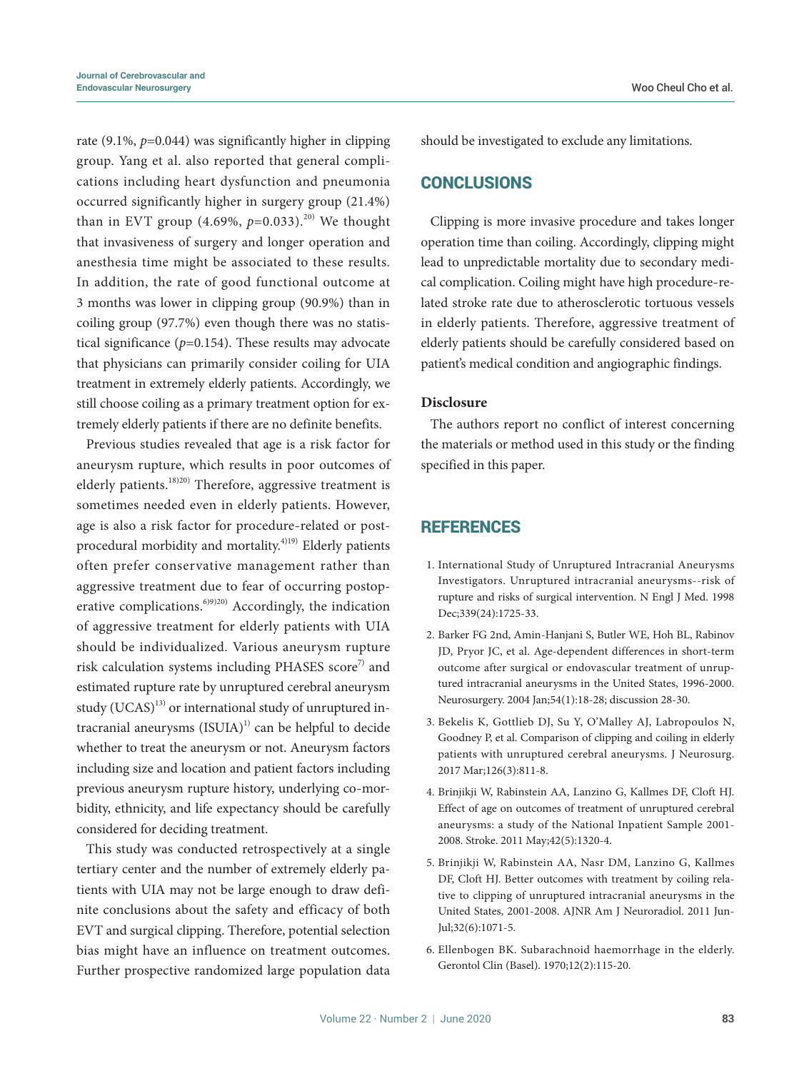rate (9.1%, $p$=0.044) was significantly higher in clipping group. Yang et al. also reported that general complications including heart dysfunction and pneumonia occurred significantly higher in surgery group (21.4%) than in EVT group (4.69%, $p$=0.033).[20] We thought that invasiveness of surgery and longer operation and anesthesia time might be associated to these results. In addition, the rate of good functional outcome at 3 months was lower in clipping group (90.9%) than in coiling group (97.7%) even though there was no statistical significance ($p$=0.154). These results may advocate that physicians can primarily consider coiling for UIA treatment in extremely elderly patients. Accordingly, we still choose coiling as a primary treatment option for extremely elderly patients if there are no definite benefits.

Previous studies revealed that age is a risk factor for aneurysm rupture, which results in poor outcomes of elderly patients.[18,20] Therefore, aggressive treatment is sometimes needed even in elderly patients. However, age is also a risk factor for procedure-related or post-procedural morbidity and mortality.[4,19] Elderly patients often prefer conservative management rather than aggressive treatment due to fear of occurring postoperative complications.[6,9,20] Accordingly, the indication of aggressive treatment for elderly patients with UIA should be individualized. Various aneurysm rupture risk calculation systems including PHASES score[7] and estimated rupture rate by unruptured cerebral aneurysm study (UCAS)[13] or international study of unruptured intracranial aneurysms (ISUIA)[1] can be helpful to decide whether to treat the aneurysm or not. Aneurysm factors including size and location and patient factors including previous aneurysm rupture history, underlying co-morbidity, ethnicity, and life expectancy should be carefully considered for deciding treatment.

This study was conducted retrospectively at a single tertiary center and the number of extremely elderly patients with UIA may not be large enough to draw definite conclusions about the safety and efficacy of both EVT and surgical clipping. Therefore, potential selection bias might have an influence on treatment outcomes. Further prospective randomized large population data should be investigated to exclude any limitations.

## CONCLUSIONS

Clipping is more invasive procedure and takes longer operation time than coiling. Accordingly, clipping might lead to unpredictable mortality due to secondary medical complication. Coiling might have high procedure-related stroke rate due to atherosclerotic tortuous vessels in elderly patients. Therefore, aggressive treatment of elderly patients should be carefully considered based on patient's medical condition and angiographic findings.

### Disclosure

The authors report no conflict of interest concerning the materials or method used in this study or the finding specified in this paper.

## REFERENCES

1. International Study of Unruptured Intracranial Aneurysms Investigators. Unruptured intracranial aneurysms--risk of rupture and risks of surgical intervention. N Engl J Med. 1998 Dec;339(24):1725-33.
2. Barker FG 2nd, Amin-Hanjani S, Butler WE, Hoh BL, Rabinov JD, Pryor JC, et al. Age-dependent differences in short-term outcome after surgical or endovascular treatment of unruptured intracranial aneurysms in the United States, 1996-2000. Neurosurgery. 2004 Jan;54(1):18-28; discussion 28-30.
3. Bekelis K, Gottlieb DJ, Su Y, O'Malley AJ, Labropoulos N, Goodney P, et al. Comparison of clipping and coiling in elderly patients with unruptured cerebral aneurysms. J Neurosurg. 2017 Mar;126(3):811-8.
4. Brinjikji W, Rabinstein AA, Lanzino G, Kallmes DF, Cloft HJ. Effect of age on outcomes of treatment of unruptured cerebral aneurysms: a study of the National Inpatient Sample 2001-2008. Stroke. 2011 May;42(5):1320-4.
5. Brinjikji W, Rabinstein AA, Nasr DM, Lanzino G, Kallmes DF, Cloft HJ. Better outcomes with treatment by coiling relative to clipping of unruptured intracranial aneurysms in the United States, 2001-2008. AJNR Am J Neuroradiol. 2011 Jun-Jul;32(6):1071-5.
6. Ellenbogen BK. Subarachnoid haemorrhage in the elderly. Gerontol Clin (Basel). 1970;12(2):115-20.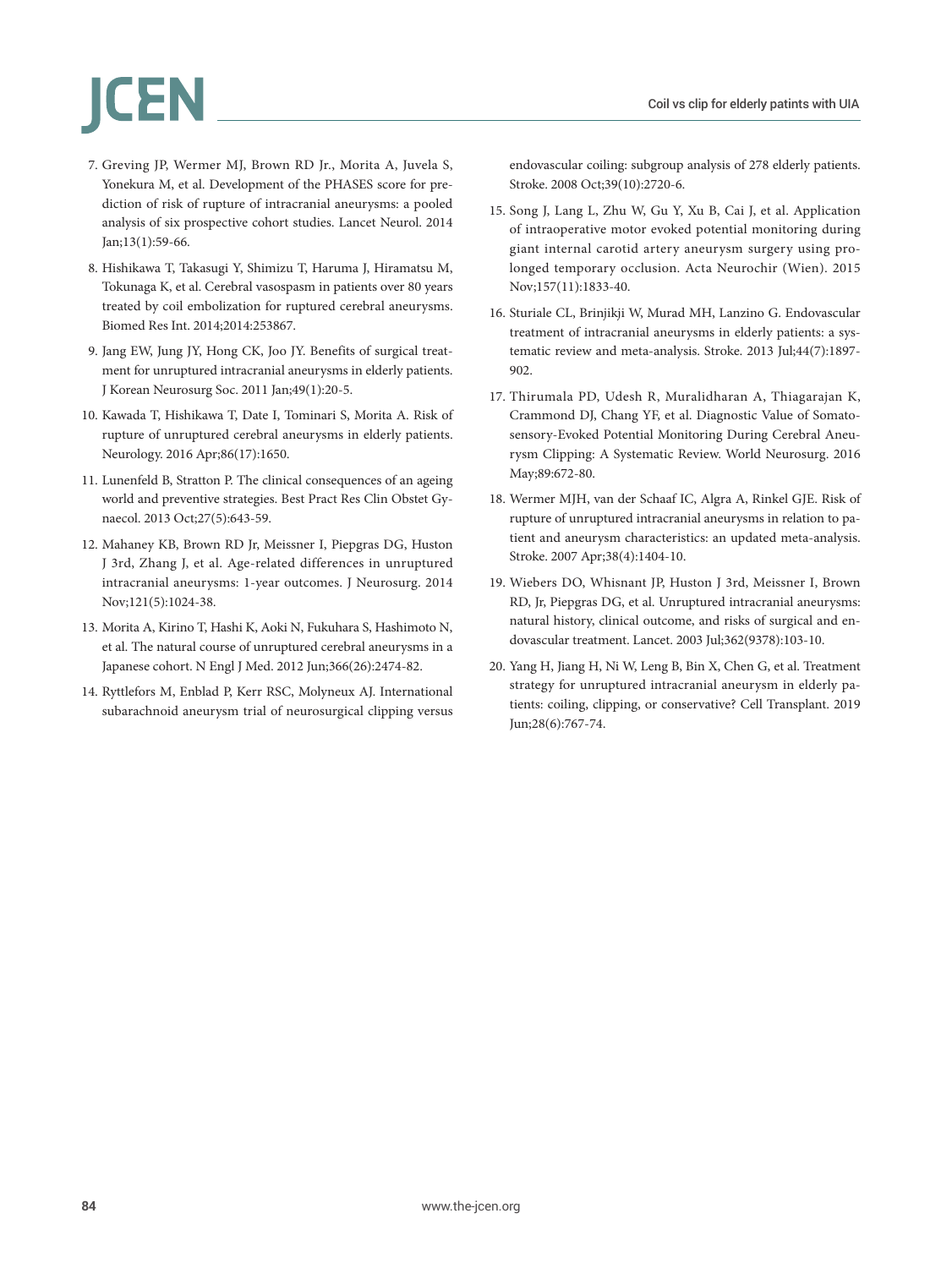7. Greving JP, Wermer MJ, Brown RD Jr., Morita A, Juvela S, Yonekura M, et al. Development of the PHASES score for prediction of risk of rupture of intracranial aneurysms: a pooled analysis of six prospective cohort studies. Lancet Neurol. 2014 Jan;13(1):59-66.
8. Hishikawa T, Takasugi Y, Shimizu T, Haruma J, Hiramatsu M, Tokunaga K, et al. Cerebral vasospasm in patients over 80 years treated by coil embolization for ruptured cerebral aneurysms. Biomed Res Int. 2014;2014:253867.
9. Jang EW, Jung JY, Hong CK, Joo JY. Benefits of surgical treatment for unruptured intracranial aneurysms in elderly patients. J Korean Neurosurg Soc. 2011 Jan;49(1):20-5.
10. Kawada T, Hishikawa T, Date I, Tominari S, Morita A. Risk of rupture of unruptured cerebral aneurysms in elderly patients. Neurology. 2016 Apr;86(17):1650.
11. Lunenfeld B, Stratton P. The clinical consequences of an ageing world and preventive strategies. Best Pract Res Clin Obstet Gynaecol. 2013 Oct;27(5):643-59.
12. Mahaney KB, Brown RD Jr, Meissner I, Piepgras DG, Huston J 3rd, Zhang J, et al. Age-related differences in unruptured intracranial aneurysms: 1-year outcomes. J Neurosurg. 2014 Nov;121(5):1024-38.
13. Morita A, Kirino T, Hashi K, Aoki N, Fukuhara S, Hashimoto N, et al. The natural course of unruptured cerebral aneurysms in a Japanese cohort. N Engl J Med. 2012 Jun;366(26):2474-82.
14. Ryttlefors M, Enblad P, Kerr RSC, Molyneux AJ. International subarachnoid aneurysm trial of neurosurgical clipping versus endovascular coiling: subgroup analysis of 278 elderly patients. Stroke. 2008 Oct;39(10):2720-6.
15. Song J, Lang L, Zhu W, Gu Y, Xu B, Cai J, et al. Application of intraoperative motor evoked potential monitoring during giant internal carotid artery aneurysm surgery using prolonged temporary occlusion. Acta Neurochir (Wien). 2015 Nov;157(11):1833-40.
16. Sturiale CL, Brinjikji W, Murad MH, Lanzino G. Endovascular treatment of intracranial aneurysms in elderly patients: a systematic review and meta-analysis. Stroke. 2013 Jul;44(7):1897-902.
17. Thirumala PD, Udesh R, Muralidharan A, Thiagarajan K, Crammond DJ, Chang YF, et al. Diagnostic Value of Somatosensory-Evoked Potential Monitoring During Cerebral Aneurysm Clipping: A Systematic Review. World Neurosurg. 2016 May;89:672-80.
18. Wermer MJH, van der Schaaf IC, Algra A, Rinkel GJE. Risk of rupture of unruptured intracranial aneurysms in relation to patient and aneurysm characteristics: an updated meta-analysis. Stroke. 2007 Apr;38(4):1404-10.
19. Wiebers DO, Whisnant JP, Huston J 3rd, Meissner I, Brown RD, Jr, Piepgras DG, et al. Unruptured intracranial aneurysms: natural history, clinical outcome, and risks of surgical and endovascular treatment. Lancet. 2003 Jul;362(9378):103-10.
20. Yang H, Jiang H, Ni W, Leng B, Bin X, Chen G, et al. Treatment strategy for unruptured intracranial aneurysm in elderly patients: coiling, clipping, or conservative? Cell Transplant. 2019 Jun;28(6):767-74.